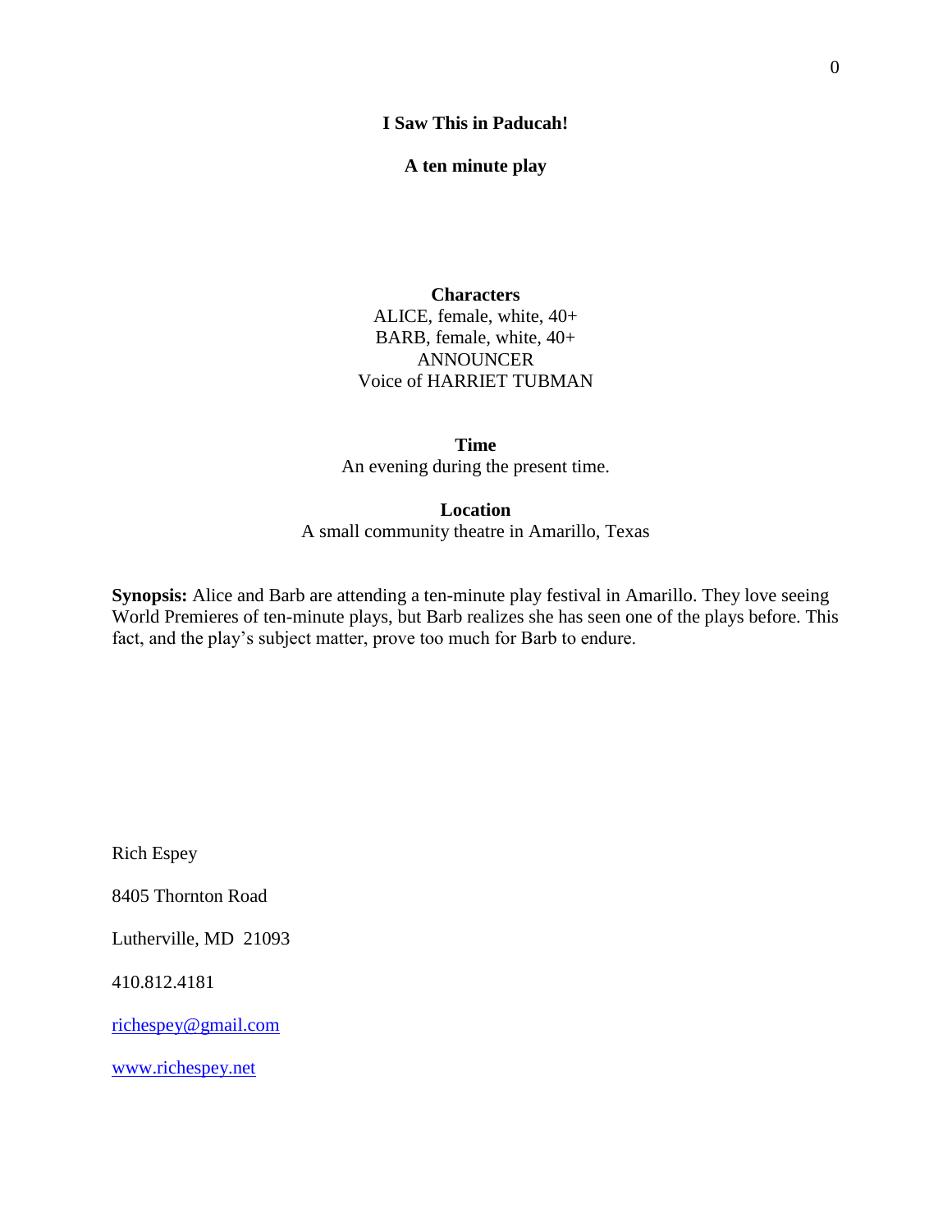# I Saw This in Paducah!

**A ten minute play**

**Characters**

ALICE, female, white, 40+
BARB, female, white, 40+
ANNOUNCER
Voice of HARRIET TUBMAN

**Time**

An evening during the present time.

**Location**

A small community theatre in Amarillo, Texas

**Synopsis:** Alice and Barb are attending a ten-minute play festival in Amarillo. They love seeing World Premieres of ten-minute plays, but Barb realizes she has seen one of the plays before. This fact, and the play's subject matter, prove too much for Barb to endure.

Rich Espey

8405 Thornton Road

Lutherville, MD 21093

410.812.4181

richespey@gmail.com

www.richespey.net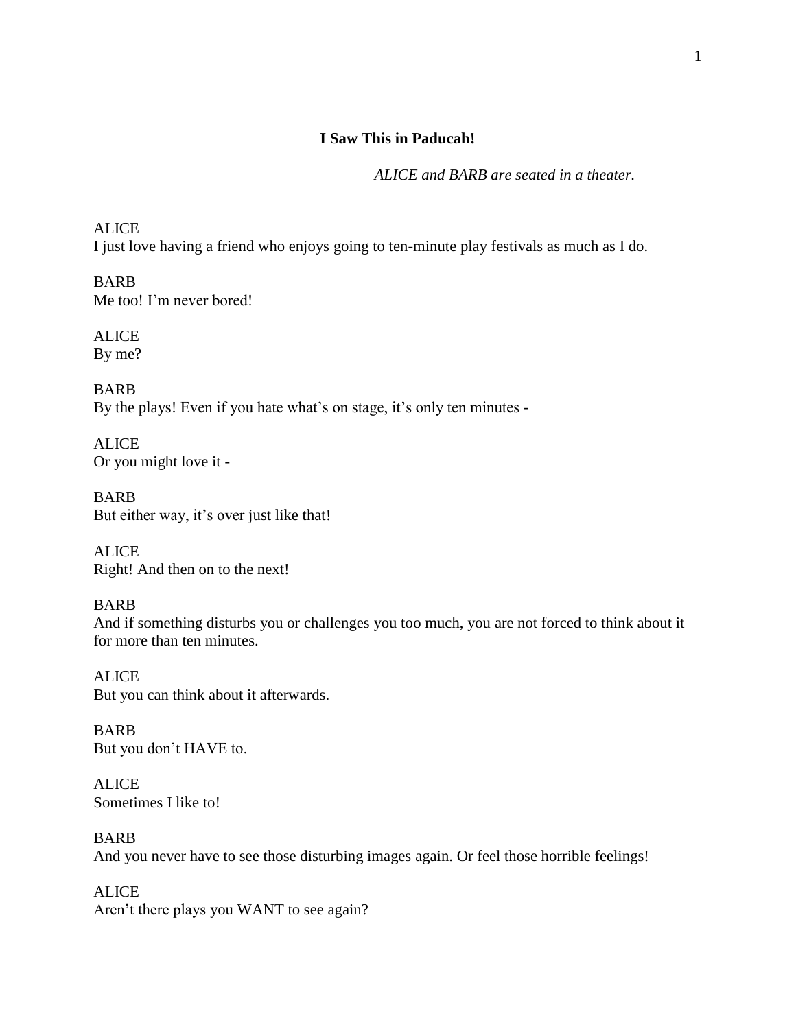# I Saw This in Paducah!

*ALICE and BARB are seated in a theater.*

ALICE
I just love having a friend who enjoys going to ten-minute play festivals as much as I do.

BARB
Me too! I'm never bored!

ALICE
By me?

BARB
By the plays! Even if you hate what's on stage, it's only ten minutes -

ALICE
Or you might love it -

BARB
But either way, it's over just like that!

ALICE
Right! And then on to the next!

BARB
And if something disturbs you or challenges you too much, you are not forced to think about it for more than ten minutes.

ALICE
But you can think about it afterwards.

BARB
But you don't HAVE to.

ALICE
Sometimes I like to!

BARB
And you never have to see those disturbing images again. Or feel those horrible feelings!

ALICE
Aren't there plays you WANT to see again?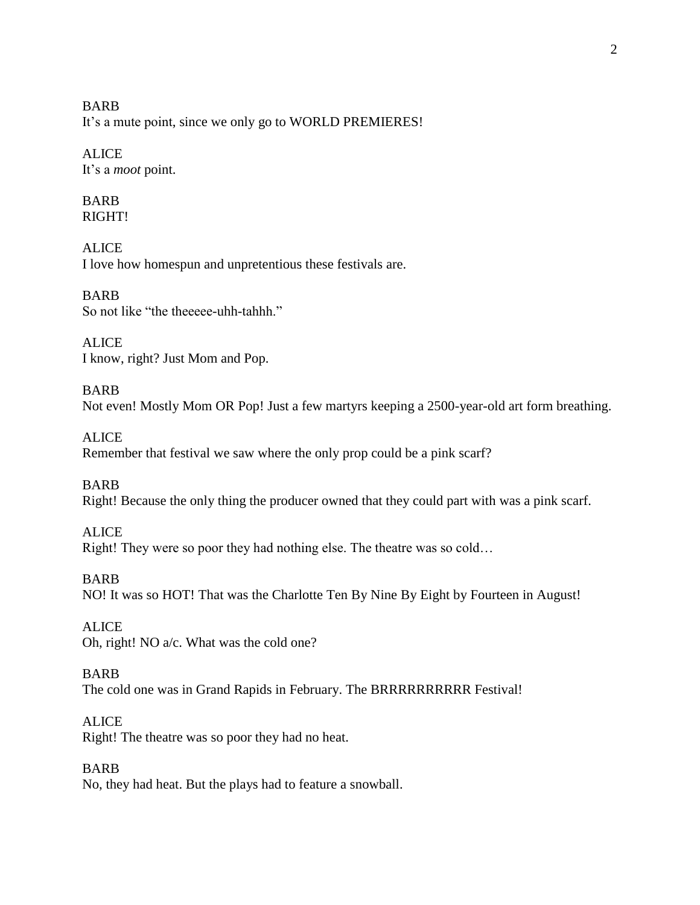BARB
It's a mute point, since we only go to WORLD PREMIERES!

ALICE
It's a *moot* point.

BARB
RIGHT!

ALICE
I love how homespun and unpretentious these festivals are.

BARB
So not like "the theeeee-uhh-tahhh."

ALICE
I know, right? Just Mom and Pop.

BARB
Not even! Mostly Mom OR Pop! Just a few martyrs keeping a 2500-year-old art form breathing.

ALICE
Remember that festival we saw where the only prop could be a pink scarf?

BARB
Right! Because the only thing the producer owned that they could part with was a pink scarf.

ALICE
Right! They were so poor they had nothing else. The theatre was so cold…

BARB
NO! It was so HOT! That was the Charlotte Ten By Nine By Eight by Fourteen in August!

ALICE
Oh, right! NO a/c. What was the cold one?

BARB
The cold one was in Grand Rapids in February. The BRRRRRRRRRR Festival!

ALICE
Right! The theatre was so poor they had no heat.

BARB
No, they had heat. But the plays had to feature a snowball.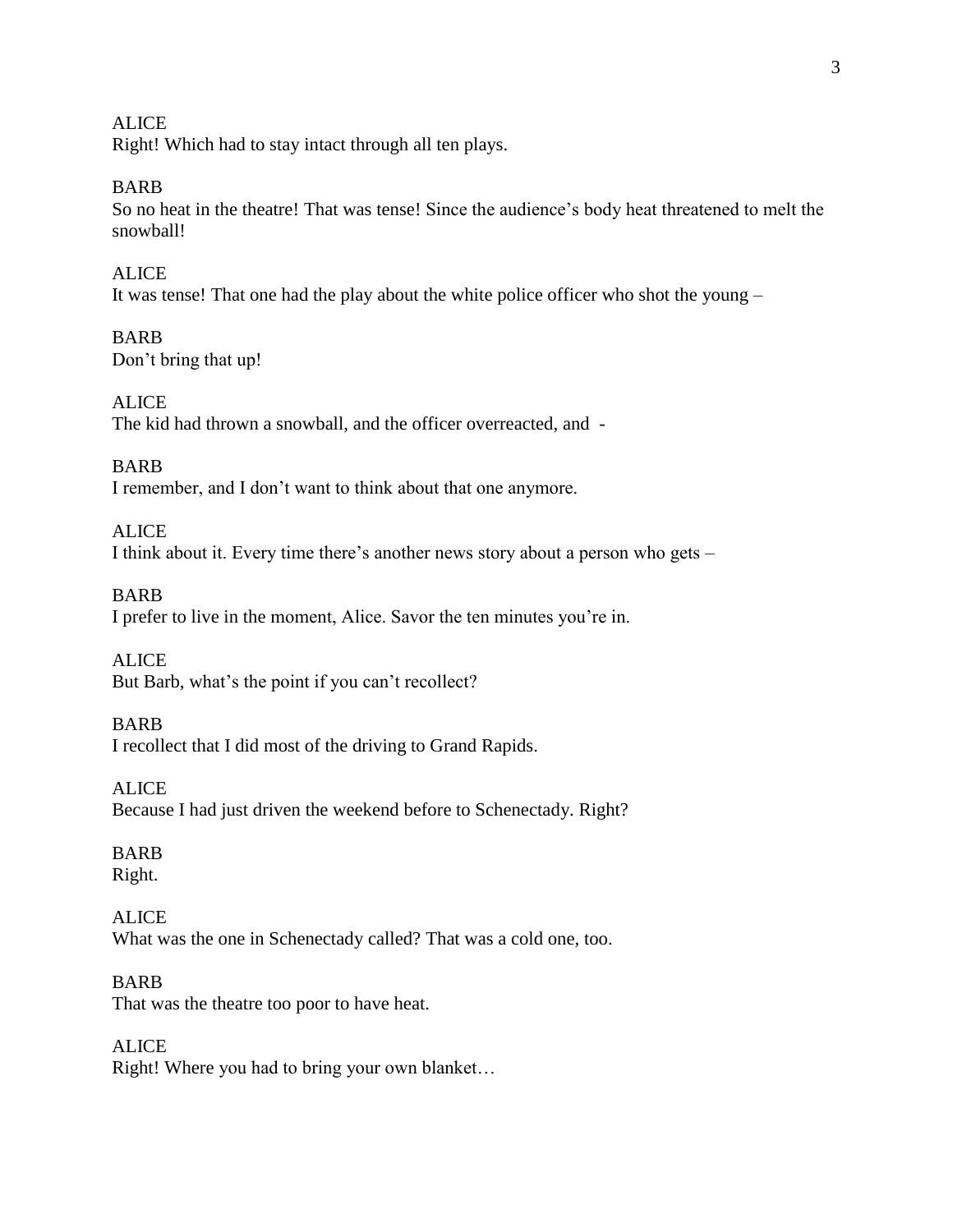ALICE
Right! Which had to stay intact through all ten plays.

BARB
So no heat in the theatre! That was tense! Since the audience's body heat threatened to melt the snowball!

ALICE
It was tense! That one had the play about the white police officer who shot the young –

BARB
Don't bring that up!

ALICE
The kid had thrown a snowball, and the officer overreacted, and -

BARB
I remember, and I don't want to think about that one anymore.

ALICE
I think about it. Every time there's another news story about a person who gets –

BARB
I prefer to live in the moment, Alice. Savor the ten minutes you're in.

ALICE
But Barb, what's the point if you can't recollect?

BARB
I recollect that I did most of the driving to Grand Rapids.

ALICE
Because I had just driven the weekend before to Schenectady. Right?

BARB
Right.

ALICE
What was the one in Schenectady called? That was a cold one, too.

BARB
That was the theatre too poor to have heat.

ALICE
Right! Where you had to bring your own blanket…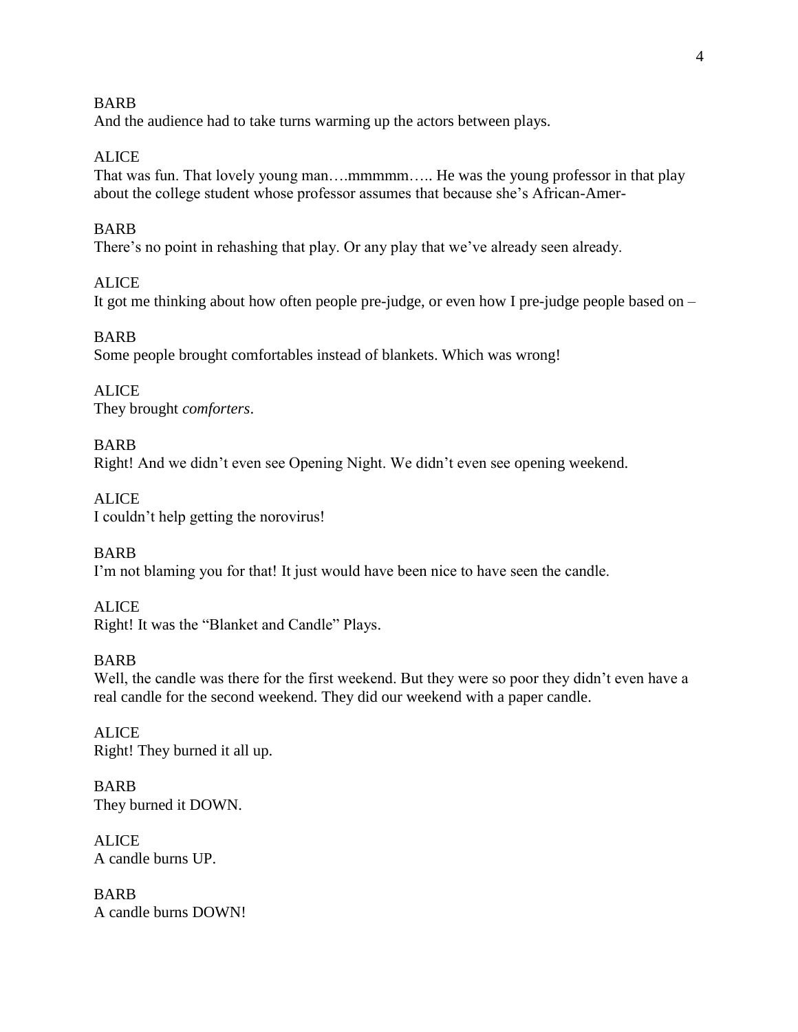BARB
And the audience had to take turns warming up the actors between plays.

ALICE
That was fun. That lovely young man….mmmmm….. He was the young professor in that play about the college student whose professor assumes that because she's African-Amer-

BARB
There's no point in rehashing that play. Or any play that we've already seen already.

ALICE
It got me thinking about how often people pre-judge, or even how I pre-judge people based on –

BARB
Some people brought comfortables instead of blankets. Which was wrong!

ALICE
They brought *comforters*.

BARB
Right! And we didn't even see Opening Night. We didn't even see opening weekend.

ALICE
I couldn't help getting the norovirus!

BARB
I'm not blaming you for that! It just would have been nice to have seen the candle.

ALICE
Right! It was the "Blanket and Candle" Plays.

BARB
Well, the candle was there for the first weekend. But they were so poor they didn't even have a real candle for the second weekend. They did our weekend with a paper candle.

ALICE
Right! They burned it all up.

BARB
They burned it DOWN.

ALICE
A candle burns UP.

BARB
A candle burns DOWN!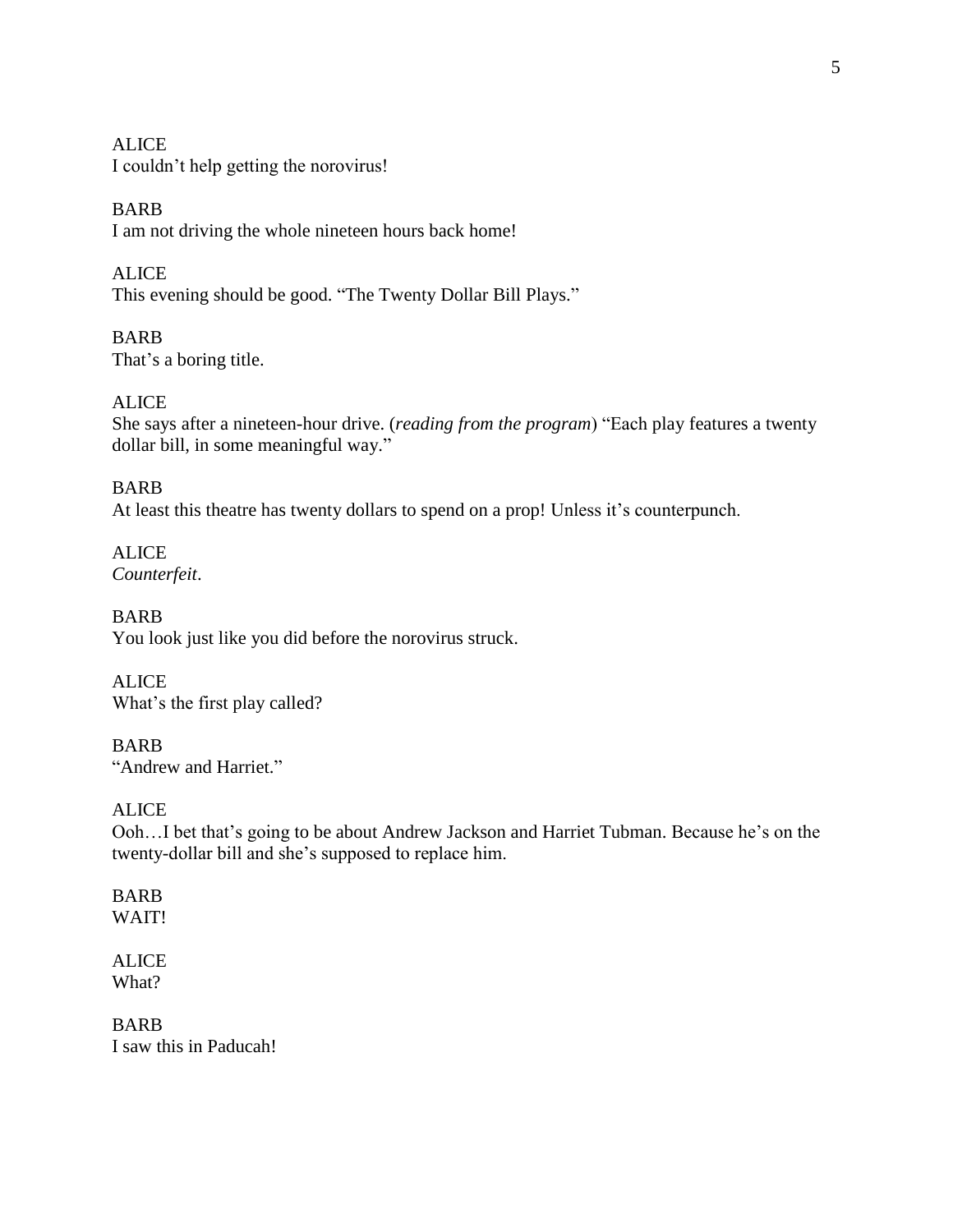ALICE
I couldn't help getting the norovirus!

BARB
I am not driving the whole nineteen hours back home!

ALICE
This evening should be good. "The Twenty Dollar Bill Plays."

BARB
That's a boring title.

ALICE
She says after a nineteen-hour drive. (*reading from the program*) "Each play features a twenty dollar bill, in some meaningful way."

BARB
At least this theatre has twenty dollars to spend on a prop! Unless it's counterpunch.

ALICE
*Counterfeit*.

BARB
You look just like you did before the norovirus struck.

ALICE
What's the first play called?

BARB
"Andrew and Harriet."

ALICE
Ooh…I bet that's going to be about Andrew Jackson and Harriet Tubman. Because he's on the twenty-dollar bill and she's supposed to replace him.

BARB
WAIT!

ALICE
What?

BARB
I saw this in Paducah!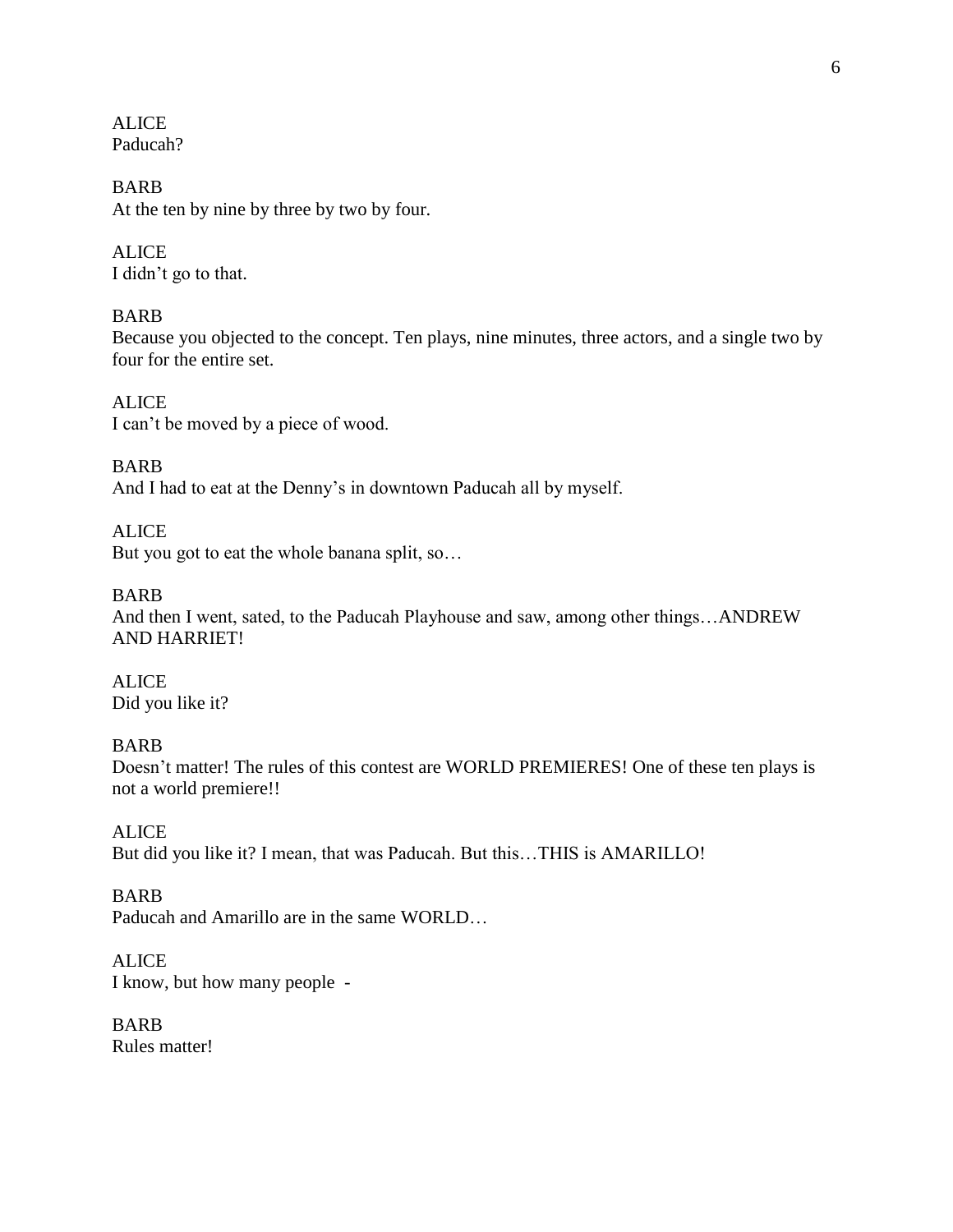ALICE
Paducah?

BARB
At the ten by nine by three by two by four.

ALICE
I didn't go to that.

BARB
Because you objected to the concept. Ten plays, nine minutes, three actors, and a single two by four for the entire set.

ALICE
I can't be moved by a piece of wood.

BARB
And I had to eat at the Denny's in downtown Paducah all by myself.

ALICE
But you got to eat the whole banana split, so…

BARB
And then I went, sated, to the Paducah Playhouse and saw, among other things…ANDREW AND HARRIET!

ALICE
Did you like it?

BARB
Doesn't matter! The rules of this contest are WORLD PREMIERES! One of these ten plays is not a world premiere!!

ALICE
But did you like it? I mean, that was Paducah. But this…THIS is AMARILLO!

BARB
Paducah and Amarillo are in the same WORLD…

ALICE
I know, but how many people -

BARB
Rules matter!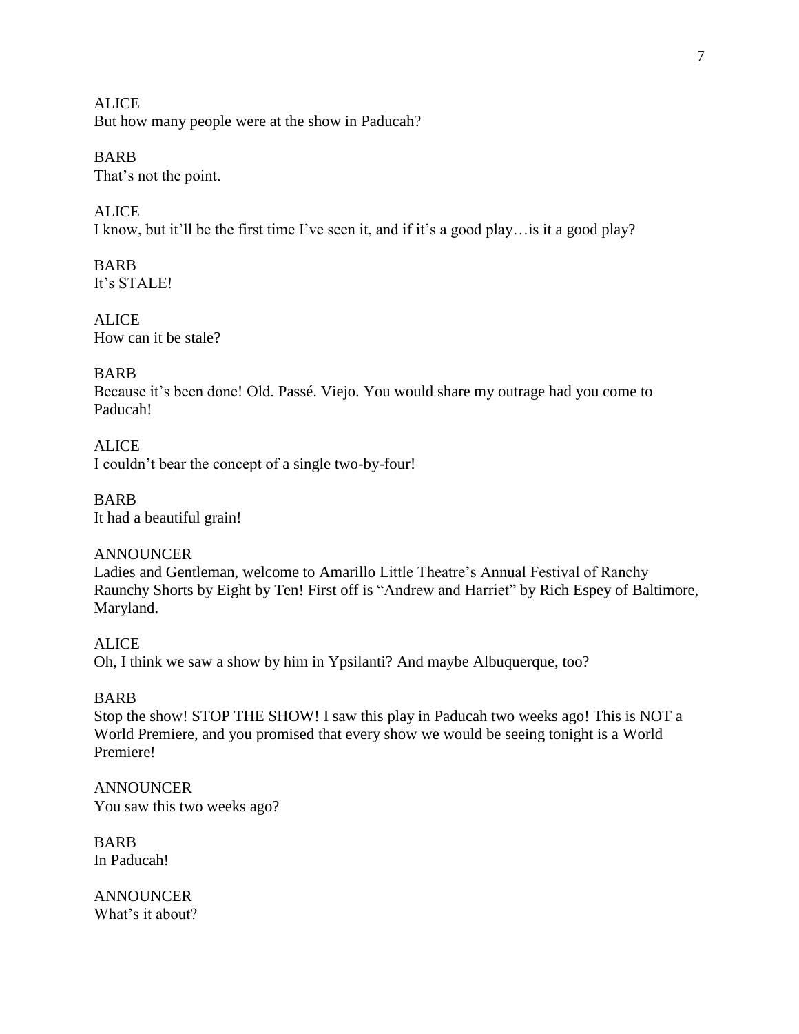ALICE
But how many people were at the show in Paducah?

BARB
That's not the point.

ALICE
I know, but it'll be the first time I've seen it, and if it's a good play…is it a good play?

BARB
It's STALE!

ALICE
How can it be stale?

BARB
Because it's been done! Old. Passé. Viejo. You would share my outrage had you come to Paducah!

ALICE
I couldn't bear the concept of a single two-by-four!

BARB
It had a beautiful grain!

ANNOUNCER
Ladies and Gentleman, welcome to Amarillo Little Theatre's Annual Festival of Ranchy Raunchy Shorts by Eight by Ten! First off is "Andrew and Harriet" by Rich Espey of Baltimore, Maryland.

ALICE
Oh, I think we saw a show by him in Ypsilanti? And maybe Albuquerque, too?

BARB
Stop the show! STOP THE SHOW! I saw this play in Paducah two weeks ago! This is NOT a World Premiere, and you promised that every show we would be seeing tonight is a World Premiere!

ANNOUNCER
You saw this two weeks ago?

BARB
In Paducah!

ANNOUNCER
What's it about?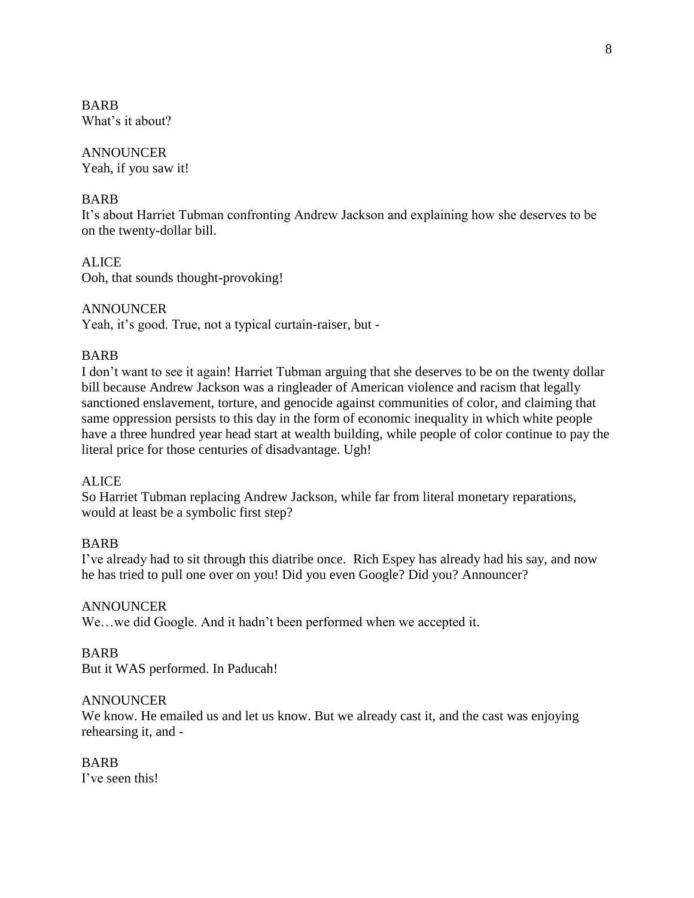BARB
What's it about?

ANNOUNCER
Yeah, if you saw it!

BARB
It's about Harriet Tubman confronting Andrew Jackson and explaining how she deserves to be on the twenty-dollar bill.

ALICE
Ooh, that sounds thought-provoking!

ANNOUNCER
Yeah, it's good. True, not a typical curtain-raiser, but -

BARB
I don't want to see it again! Harriet Tubman arguing that she deserves to be on the twenty dollar bill because Andrew Jackson was a ringleader of American violence and racism that legally sanctioned enslavement, torture, and genocide against communities of color, and claiming that same oppression persists to this day in the form of economic inequality in which white people have a three hundred year head start at wealth building, while people of color continue to pay the literal price for those centuries of disadvantage. Ugh!

ALICE
So Harriet Tubman replacing Andrew Jackson, while far from literal monetary reparations, would at least be a symbolic first step?

BARB
I've already had to sit through this diatribe once. Rich Espey has already had his say, and now he has tried to pull one over on you! Did you even Google? Did you? Announcer?

ANNOUNCER
We…we did Google. And it hadn't been performed when we accepted it.

BARB
But it WAS performed. In Paducah!

ANNOUNCER
We know. He emailed us and let us know. But we already cast it, and the cast was enjoying rehearsing it, and -

BARB
I've seen this!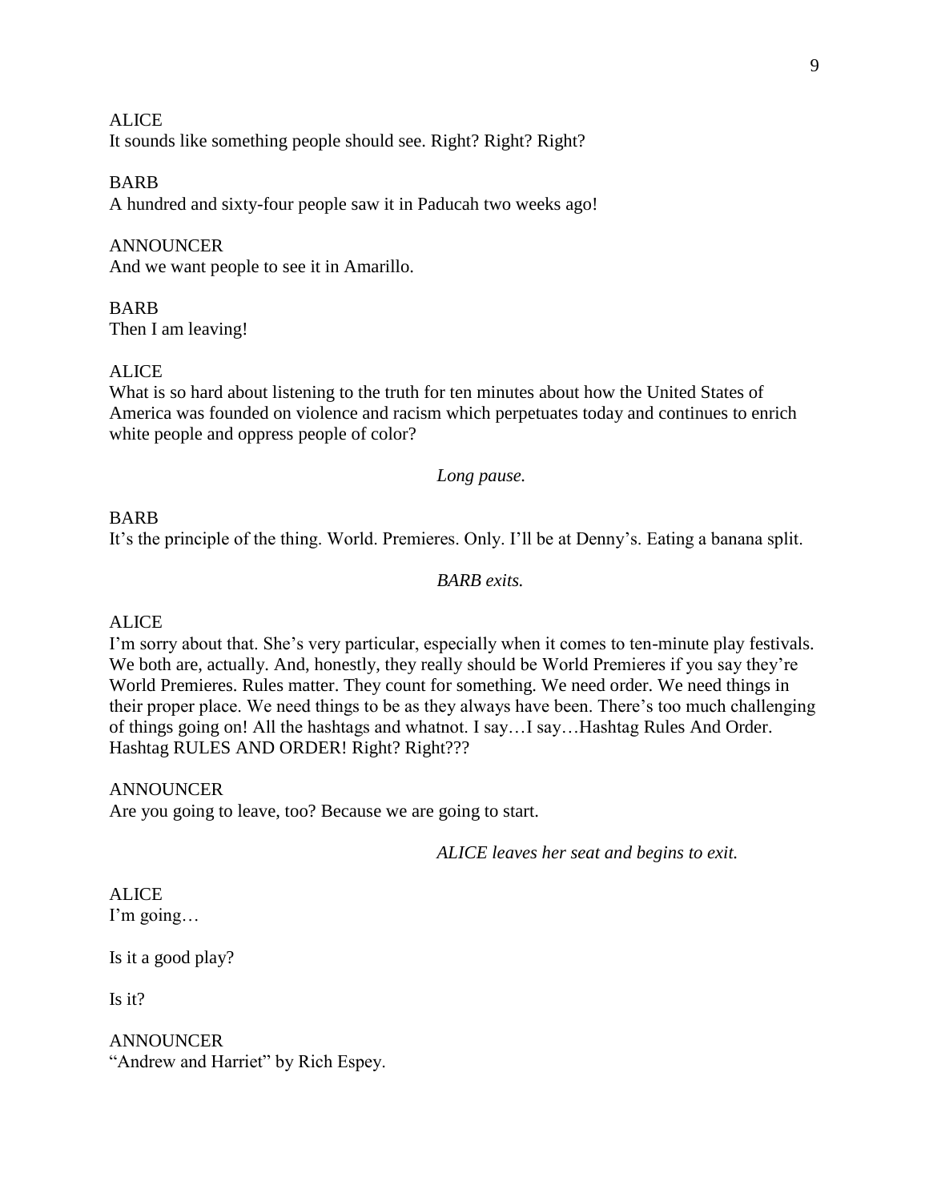ALICE
It sounds like something people should see. Right? Right? Right?

BARB
A hundred and sixty-four people saw it in Paducah two weeks ago!

ANNOUNCER
And we want people to see it in Amarillo.

BARB
Then I am leaving!

ALICE
What is so hard about listening to the truth for ten minutes about how the United States of America was founded on violence and racism which perpetuates today and continues to enrich white people and oppress people of color?

*Long pause.*

BARB
It's the principle of the thing. World. Premieres. Only. I'll be at Denny's. Eating a banana split.

*BARB exits.*

ALICE
I'm sorry about that. She's very particular, especially when it comes to ten-minute play festivals. We both are, actually. And, honestly, they really should be World Premieres if you say they're World Premieres. Rules matter. They count for something. We need order. We need things in their proper place. We need things to be as they always have been. There's too much challenging of things going on! All the hashtags and whatnot. I say…I say…Hashtag Rules And Order. Hashtag RULES AND ORDER! Right? Right???

ANNOUNCER
Are you going to leave, too? Because we are going to start.

*ALICE leaves her seat and begins to exit.*

ALICE
I'm going…

Is it a good play?

Is it?

ANNOUNCER
"Andrew and Harriet" by Rich Espey.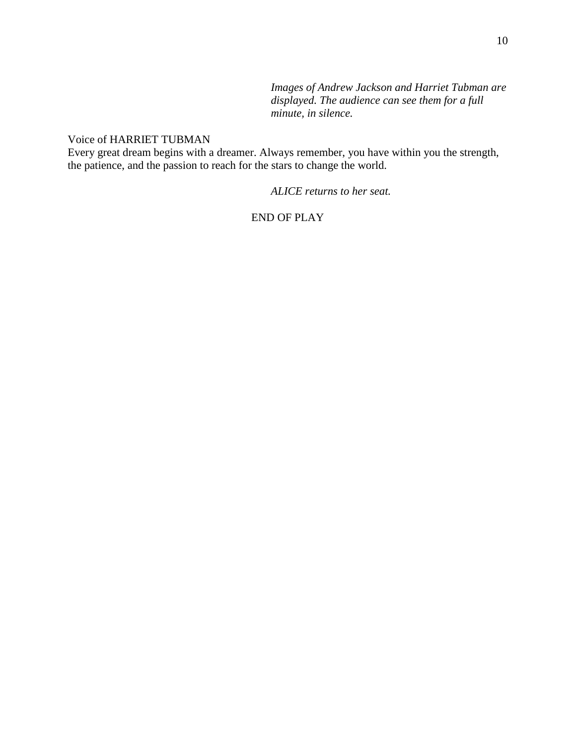*Images of Andrew Jackson and Harriet Tubman are displayed. The audience can see them for a full minute, in silence.*

Voice of HARRIET TUBMAN
Every great dream begins with a dreamer. Always remember, you have within you the strength, the patience, and the passion to reach for the stars to change the world.

*ALICE returns to her seat.*

END OF PLAY